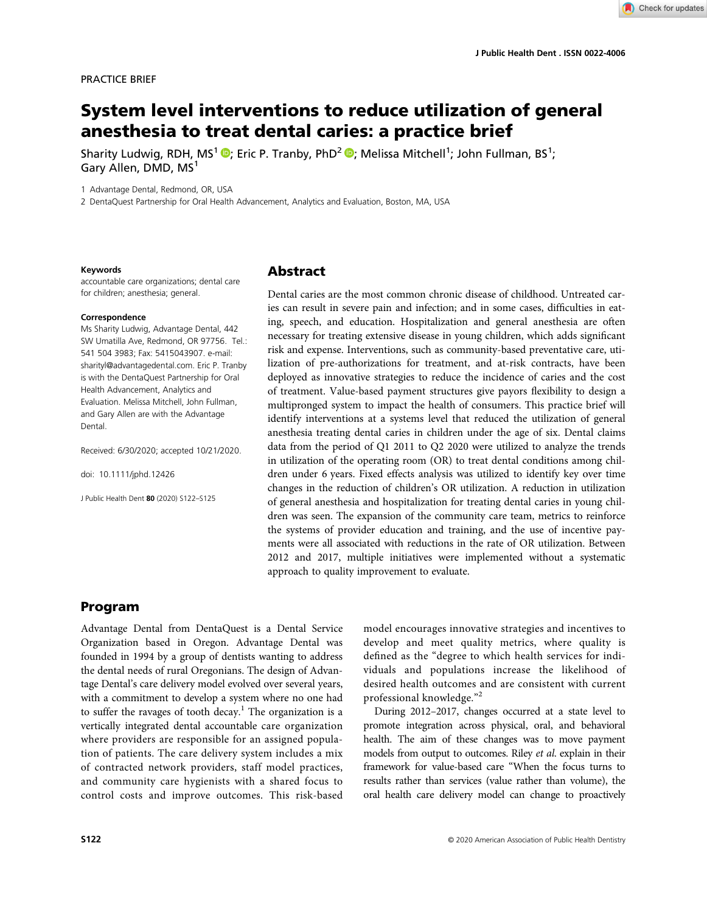PRACTICE BRIEF

# System level interventions to reduce utilization of general anesthesia to treat dental caries: a practice brief

Sharity Ludwig, RDH, MS[1]; Eric P. Tranby, PhD[2]; Melissa Mitchell[1]; John Fullman, BS[1]; Gary Allen, DMD, MS[1]

1 Advantage Dental, Redmond, OR, USA

2 DentaQuest Partnership for Oral Health Advancement, Analytics and Evaluation, Boston, MA, USA

**Keywords**

accountable care organizations; dental care for children; anesthesia; general.

**Correspondence**

Ms Sharity Ludwig, Advantage Dental, 442 SW Umatilla Ave, Redmond, OR 97756. Tel.: 541 504 3983; Fax: 5415043907. e-mail: sharityl@advantagedental.com. Eric P. Tranby is with the DentaQuest Partnership for Oral Health Advancement, Analytics and Evaluation. Melissa Mitchell, John Fullman, and Gary Allen are with the Advantage Dental.

Received: 6/30/2020; accepted 10/21/2020.

doi: 10.1111/jphd.12426

## Abstract

Dental caries are the most common chronic disease of childhood. Untreated caries can result in severe pain and infection; and in some cases, difficulties in eating, speech, and education. Hospitalization and general anesthesia are often necessary for treating extensive disease in young children, which adds significant risk and expense. Interventions, such as community-based preventative care, utilization of pre-authorizations for treatment, and at-risk contracts, have been deployed as innovative strategies to reduce the incidence of caries and the cost of treatment. Value-based payment structures give payors flexibility to design a multipronged system to impact the health of consumers. This practice brief will identify interventions at a systems level that reduced the utilization of general anesthesia treating dental caries in children under the age of six. Dental claims data from the period of Q1 2011 to Q2 2020 were utilized to analyze the trends in utilization of the operating room (OR) to treat dental conditions among children under 6 years. Fixed effects analysis was utilized to identify key over time changes in the reduction of children's OR utilization. A reduction in utilization of general anesthesia and hospitalization for treating dental caries in young children was seen. The expansion of the community care team, metrics to reinforce the systems of provider education and training, and the use of incentive payments were all associated with reductions in the rate of OR utilization. Between 2012 and 2017, multiple initiatives were implemented without a systematic approach to quality improvement to evaluate.

## Program

Advantage Dental from DentaQuest is a Dental Service Organization based in Oregon. Advantage Dental was founded in 1994 by a group of dentists wanting to address the dental needs of rural Oregonians. The design of Advantage Dental's care delivery model evolved over several years, with a commitment to develop a system where no one had to suffer the ravages of tooth decay.[1] The organization is a vertically integrated dental accountable care organization where providers are responsible for an assigned population of patients. The care delivery system includes a mix of contracted network providers, staff model practices, and community care hygienists with a shared focus to control costs and improve outcomes. This risk-based model encourages innovative strategies and incentives to develop and meet quality metrics, where quality is defined as the "degree to which health services for individuals and populations increase the likelihood of desired health outcomes and are consistent with current professional knowledge."[2]

During 2012–2017, changes occurred at a state level to promote integration across physical, oral, and behavioral health. The aim of these changes was to move payment models from output to outcomes. Riley *et al*. explain in their framework for value-based care "When the focus turns to results rather than services (value rather than volume), the oral health care delivery model can change to proactively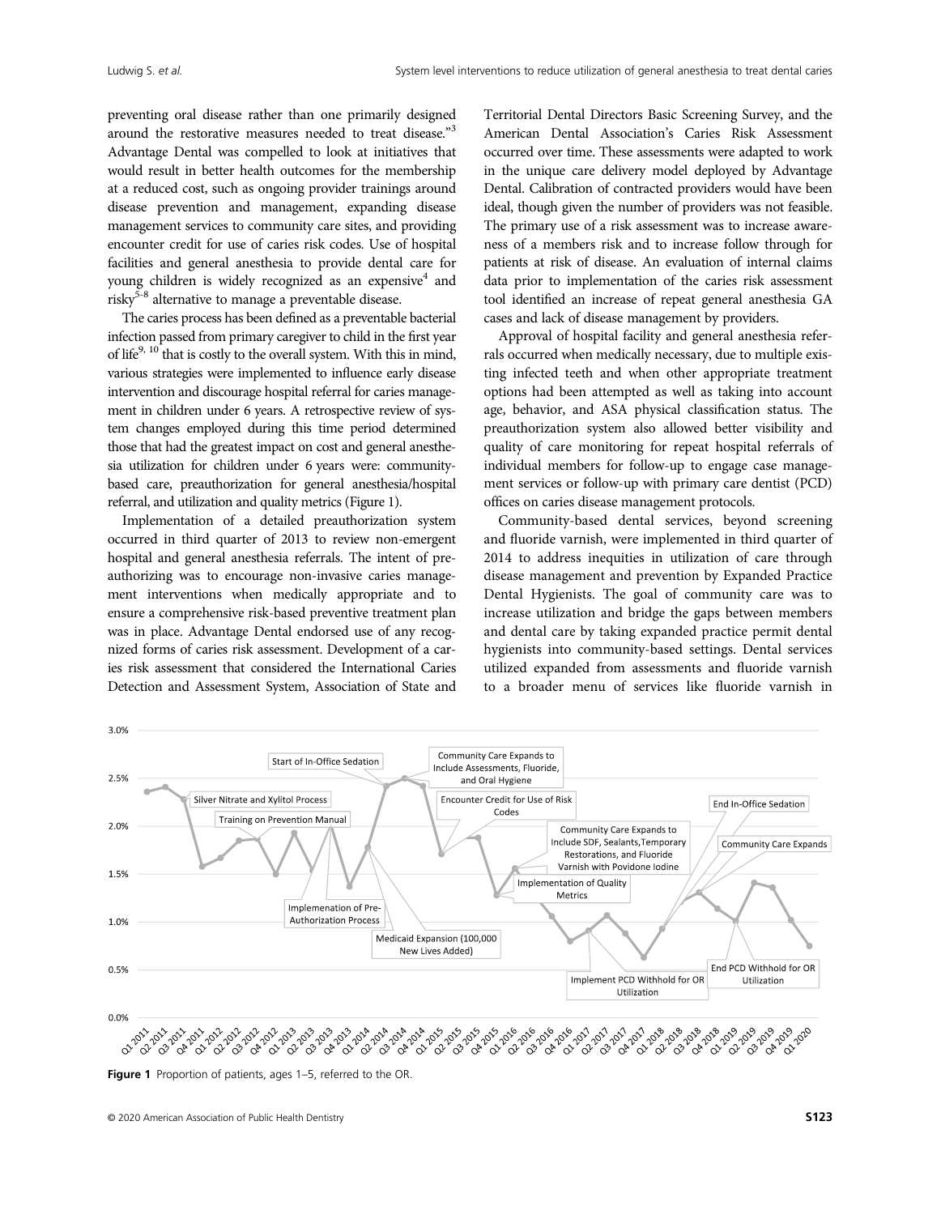preventing oral disease rather than one primarily designed around the restorative measures needed to treat disease."[3] Advantage Dental was compelled to look at initiatives that would result in better health outcomes for the membership at a reduced cost, such as ongoing provider trainings around disease prevention and management, expanding disease management services to community care sites, and providing encounter credit for use of caries risk codes. Use of hospital facilities and general anesthesia to provide dental care for young children is widely recognized as an expensive[4] and risky[5–8] alternative to manage a preventable disease.

The caries process has been defined as a preventable bacterial infection passed from primary caregiver to child in the first year of life[9, 10] that is costly to the overall system. With this in mind, various strategies were implemented to influence early disease intervention and discourage hospital referral for caries management in children under 6 years. A retrospective review of system changes employed during this time period determined those that had the greatest impact on cost and general anesthesia utilization for children under 6 years were: community-based care, preauthorization for general anesthesia/hospital referral, and utilization and quality metrics (Figure 1).

Implementation of a detailed preauthorization system occurred in third quarter of 2013 to review non-emergent hospital and general anesthesia referrals. The intent of preauthorizing was to encourage non-invasive caries management interventions when medically appropriate and to ensure a comprehensive risk-based preventive treatment plan was in place. Advantage Dental endorsed use of any recognized forms of caries risk assessment. Development of a caries risk assessment that considered the International Caries Detection and Assessment System, Association of State and Territorial Dental Directors Basic Screening Survey, and the American Dental Association's Caries Risk Assessment occurred over time. These assessments were adapted to work in the unique care delivery model deployed by Advantage Dental. Calibration of contracted providers would have been ideal, though given the number of providers was not feasible. The primary use of a risk assessment was to increase awareness of a members risk and to increase follow through for patients at risk of disease. An evaluation of internal claims data prior to implementation of the caries risk assessment tool identified an increase of repeat general anesthesia GA cases and lack of disease management by providers.

Approval of hospital facility and general anesthesia referrals occurred when medically necessary, due to multiple existing infected teeth and when other appropriate treatment options had been attempted as well as taking into account age, behavior, and ASA physical classification status. The preauthorization system also allowed better visibility and quality of care monitoring for repeat hospital referrals of individual members for follow-up to engage case management services or follow-up with primary care dentist (PCD) offices on caries disease management protocols.

Community-based dental services, beyond screening and fluoride varnish, were implemented in third quarter of 2014 to address inequities in utilization of care through disease management and prevention by Expanded Practice Dental Hygienists. The goal of community care was to increase utilization and bridge the gaps between members and dental care by taking expanded practice permit dental hygienists into community-based settings. Dental services utilized expanded from assessments and fluoride varnish to a broader menu of services like fluoride varnish in

3.0%
2.5%
2.0%
1.5%
1.0%
0.5%
0.0%

Q1 2011, Q2 2011, Q3 2011, Q4 2011, Q1 2012, Q2 2012, Q3 2012, Q4 2012, Q1 2013, Q2 2013, Q3 2013, Q4 2013, Q1 2014, Q2 2014, Q3 2014, Q4 2014, Q1 2015, Q2 2015, Q3 2015, Q4 2015, Q1 2016, Q2 2016, Q3 2016, Q4 2016, Q1 2017, Q2 2017, Q3 2017, Q4 2017, Q1 2018, Q2 2018, Q3 2018, Q4 2018, Q1 2019, Q2 2019, Q3 2019, Q4 2019, Q1 2020

Silver Nitrate and Xylitol Process
Training on Prevention Manual
Start of In-Office Sedation
Implemenation of Pre-Authorization Process
Medicaid Expansion (100,000 New Lives Added)
Community Care Expands to Include Assessments, Fluoride, and Oral Hygiene
Encounter Credit for Use of Risk Codes
Community Care Expands to Include SDF, Sealants,Temporary Restorations, and Fluoride Varnish with Povidone Iodine
Implementation of Quality Metrics
Implement PCD Withhold for OR Utilization
End In-Office Sedation
Community Care Expands
End PCD Withhold for OR Utilization

**Figure 1** Proportion of patients, ages 1–5, referred to the OR.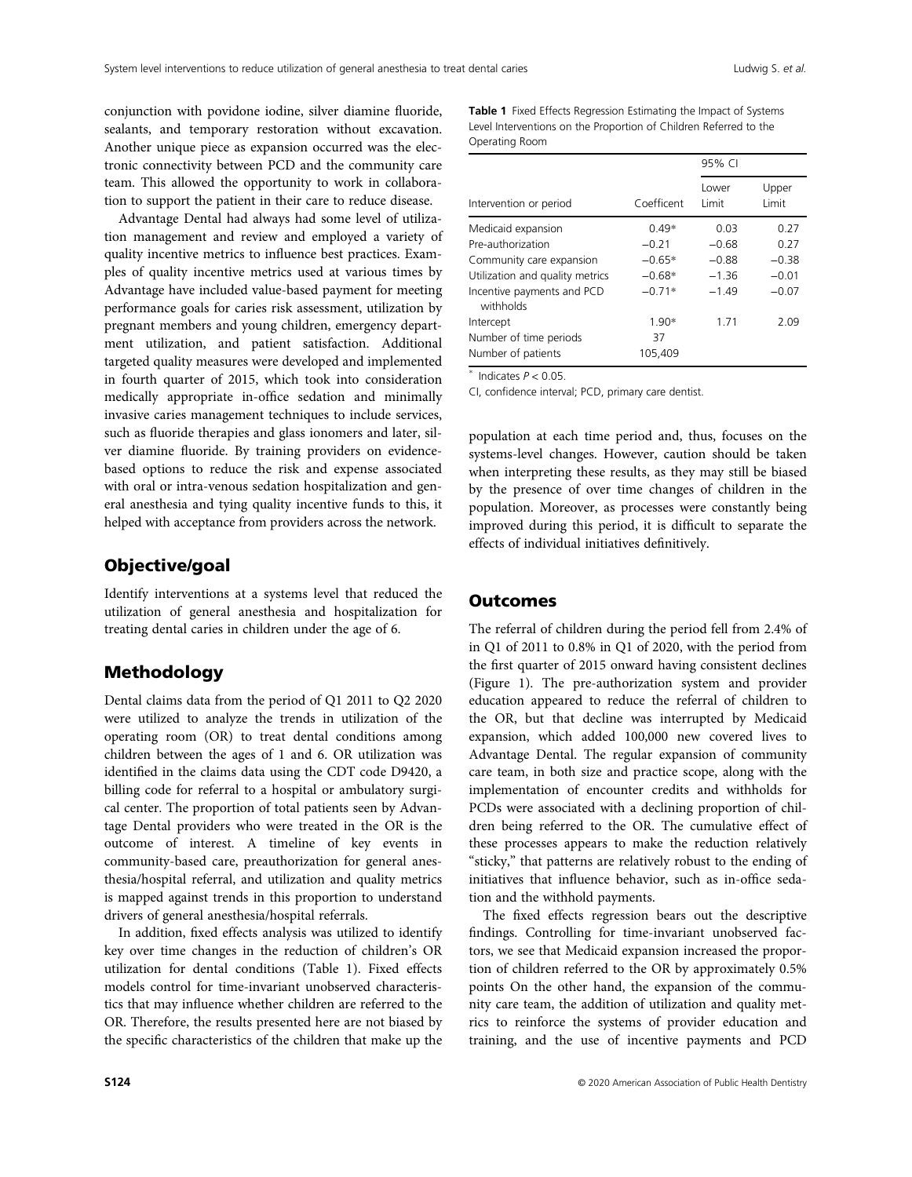conjunction with povidone iodine, silver diamine fluoride, sealants, and temporary restoration without excavation. Another unique piece as expansion occurred was the electronic connectivity between PCD and the community care team. This allowed the opportunity to work in collaboration to support the patient in their care to reduce disease.

Advantage Dental had always had some level of utilization management and review and employed a variety of quality incentive metrics to influence best practices. Examples of quality incentive metrics used at various times by Advantage have included value-based payment for meeting performance goals for caries risk assessment, utilization by pregnant members and young children, emergency department utilization, and patient satisfaction. Additional targeted quality measures were developed and implemented in fourth quarter of 2015, which took into consideration medically appropriate in-office sedation and minimally invasive caries management techniques to include services, such as fluoride therapies and glass ionomers and later, silver diamine fluoride. By training providers on evidence-based options to reduce the risk and expense associated with oral or intra-venous sedation hospitalization and general anesthesia and tying quality incentive funds to this, it helped with acceptance from providers across the network.

## Objective/goal

Identify interventions at a systems level that reduced the utilization of general anesthesia and hospitalization for treating dental caries in children under the age of 6.

## Methodology

Dental claims data from the period of Q1 2011 to Q2 2020 were utilized to analyze the trends in utilization of the operating room (OR) to treat dental conditions among children between the ages of 1 and 6. OR utilization was identified in the claims data using the CDT code D9420, a billing code for referral to a hospital or ambulatory surgical center. The proportion of total patients seen by Advantage Dental providers who were treated in the OR is the outcome of interest. A timeline of key events in community-based care, preauthorization for general anesthesia/hospital referral, and utilization and quality metrics is mapped against trends in this proportion to understand drivers of general anesthesia/hospital referrals.

In addition, fixed effects analysis was utilized to identify key over time changes in the reduction of children's OR utilization for dental conditions (Table 1). Fixed effects models control for time-invariant unobserved characteristics that may influence whether children are referred to the OR. Therefore, the results presented here are not biased by the specific characteristics of the children that make up the population at each time period and, thus, focuses on the systems-level changes. However, caution should be taken when interpreting these results, as they may still be biased by the presence of over time changes of children in the population. Moreover, as processes were constantly being improved during this period, it is difficult to separate the effects of individual initiatives definitively.

**Table 1** Fixed Effects Regression Estimating the Impact of Systems Level Interventions on the Proportion of Children Referred to the Operating Room

| Intervention or period | Coefficent | 95% CI Lower Limit | 95% CI Upper Limit |
|---|---|---|---|
| Medicaid expansion | 0.49* | 0.03 | 0.27 |
| Pre-authorization | −0.21 | −0.68 | 0.27 |
| Community care expansion | −0.65* | −0.88 | −0.38 |
| Utilization and quality metrics | −0.68* | −1.36 | −0.01 |
| Incentive payments and PCD withholds | −0.71* | −1.49 | −0.07 |
| Intercept | 1.90* | 1.71 | 2.09 |
| Number of time periods | 37 | | |
| Number of patients | 105,409 | | |

\* Indicates $P < 0.05$.

CI, confidence interval; PCD, primary care dentist.

## Outcomes

The referral of children during the period fell from 2.4% of in Q1 of 2011 to 0.8% in Q1 of 2020, with the period from the first quarter of 2015 onward having consistent declines (Figure 1). The pre-authorization system and provider education appeared to reduce the referral of children to the OR, but that decline was interrupted by Medicaid expansion, which added 100,000 new covered lives to Advantage Dental. The regular expansion of community care team, in both size and practice scope, along with the implementation of encounter credits and withholds for PCDs were associated with a declining proportion of children being referred to the OR. The cumulative effect of these processes appears to make the reduction relatively "sticky," that patterns are relatively robust to the ending of initiatives that influence behavior, such as in-office sedation and the withhold payments.

The fixed effects regression bears out the descriptive findings. Controlling for time-invariant unobserved factors, we see that Medicaid expansion increased the proportion of children referred to the OR by approximately 0.5% points On the other hand, the expansion of the community care team, the addition of utilization and quality metrics to reinforce the systems of provider education and training, and the use of incentive payments and PCD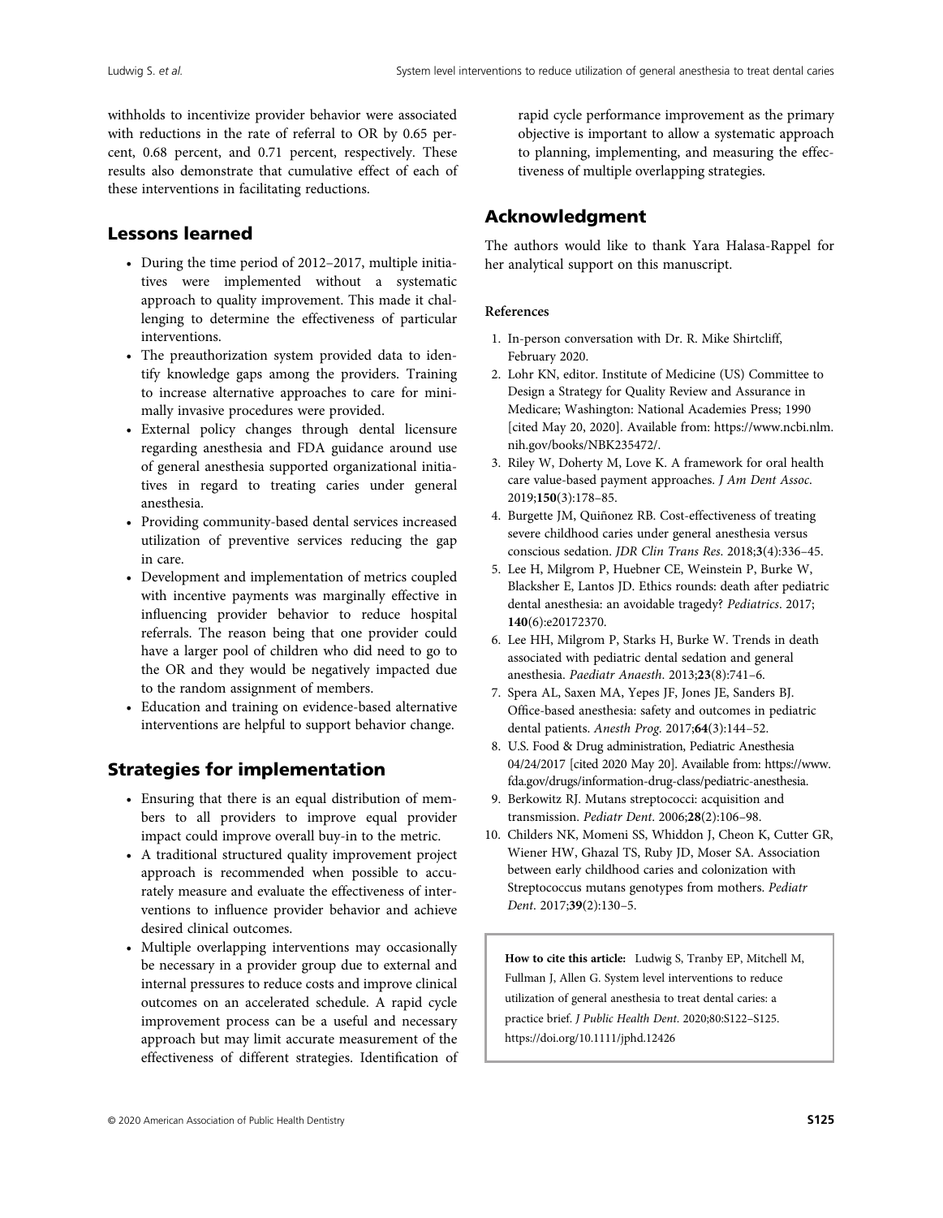withholds to incentivize provider behavior were associated with reductions in the rate of referral to OR by 0.65 percent, 0.68 percent, and 0.71 percent, respectively. These results also demonstrate that cumulative effect of each of these interventions in facilitating reductions.

## Lessons learned

- During the time period of 2012–2017, multiple initiatives were implemented without a systematic approach to quality improvement. This made it challenging to determine the effectiveness of particular interventions.
- The preauthorization system provided data to identify knowledge gaps among the providers. Training to increase alternative approaches to care for minimally invasive procedures were provided.
- External policy changes through dental licensure regarding anesthesia and FDA guidance around use of general anesthesia supported organizational initiatives in regard to treating caries under general anesthesia.
- Providing community-based dental services increased utilization of preventive services reducing the gap in care.
- Development and implementation of metrics coupled with incentive payments was marginally effective in influencing provider behavior to reduce hospital referrals. The reason being that one provider could have a larger pool of children who did need to go to the OR and they would be negatively impacted due to the random assignment of members.
- Education and training on evidence-based alternative interventions are helpful to support behavior change.

## Strategies for implementation

- Ensuring that there is an equal distribution of members to all providers to improve equal provider impact could improve overall buy-in to the metric.
- A traditional structured quality improvement project approach is recommended when possible to accurately measure and evaluate the effectiveness of interventions to influence provider behavior and achieve desired clinical outcomes.
- Multiple overlapping interventions may occasionally be necessary in a provider group due to external and internal pressures to reduce costs and improve clinical outcomes on an accelerated schedule. A rapid cycle improvement process can be a useful and necessary approach but may limit accurate measurement of the effectiveness of different strategies. Identification of rapid cycle performance improvement as the primary objective is important to allow a systematic approach to planning, implementing, and measuring the effectiveness of multiple overlapping strategies.

## Acknowledgment

The authors would like to thank Yara Halasa-Rappel for her analytical support on this manuscript.

### References

1. In-person conversation with Dr. R. Mike Shirtcliff, February 2020.
2. Lohr KN, editor. Institute of Medicine (US) Committee to Design a Strategy for Quality Review and Assurance in Medicare; Washington: National Academies Press; 1990 [cited May 20, 2020]. Available from: https://www.ncbi.nlm.nih.gov/books/NBK235472/.
3. Riley W, Doherty M, Love K. A framework for oral health care value-based payment approaches. *J Am Dent Assoc*. 2019;**150**(3):178–85.
4. Burgette JM, Quiñonez RB. Cost-effectiveness of treating severe childhood caries under general anesthesia versus conscious sedation. *JDR Clin Trans Res*. 2018;**3**(4):336–45.
5. Lee H, Milgrom P, Huebner CE, Weinstein P, Burke W, Blacksher E, Lantos JD. Ethics rounds: death after pediatric dental anesthesia: an avoidable tragedy? *Pediatrics*. 2017; **140**(6):e20172370.
6. Lee HH, Milgrom P, Starks H, Burke W. Trends in death associated with pediatric dental sedation and general anesthesia. *Paediatr Anaesth*. 2013;**23**(8):741–6.
7. Spera AL, Saxen MA, Yepes JF, Jones JE, Sanders BJ. Office-based anesthesia: safety and outcomes in pediatric dental patients. *Anesth Prog*. 2017;**64**(3):144–52.
8. U.S. Food & Drug administration, Pediatric Anesthesia 04/24/2017 [cited 2020 May 20]. Available from: https://www.fda.gov/drugs/information-drug-class/pediatric-anesthesia.
9. Berkowitz RJ. Mutans streptococci: acquisition and transmission. *Pediatr Dent*. 2006;**28**(2):106–98.
10. Childers NK, Momeni SS, Whiddon J, Cheon K, Cutter GR, Wiener HW, Ghazal TS, Ruby JD, Moser SA. Association between early childhood caries and colonization with Streptococcus mutans genotypes from mothers. *Pediatr Dent*. 2017;**39**(2):130–5.

**How to cite this article:** Ludwig S, Tranby EP, Mitchell M, Fullman J, Allen G. System level interventions to reduce utilization of general anesthesia to treat dental caries: a practice brief. *J Public Health Dent*. 2020;80:S122–S125. https://doi.org/10.1111/jphd.12426